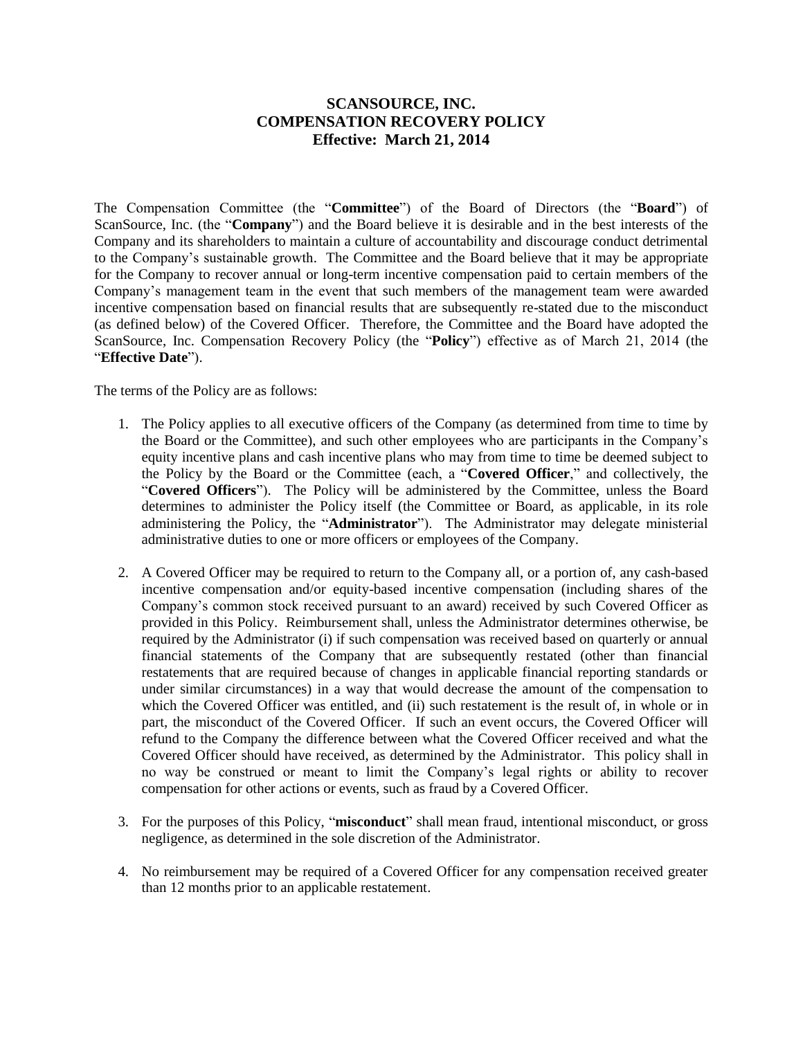# SCANSOURCE, INC.
# COMPENSATION RECOVERY POLICY
# Effective: March 21, 2014

The Compensation Committee (the "**Committee**") of the Board of Directors (the "**Board**") of ScanSource, Inc. (the "**Company**") and the Board believe it is desirable and in the best interests of the Company and its shareholders to maintain a culture of accountability and discourage conduct detrimental to the Company's sustainable growth. The Committee and the Board believe that it may be appropriate for the Company to recover annual or long-term incentive compensation paid to certain members of the Company's management team in the event that such members of the management team were awarded incentive compensation based on financial results that are subsequently re-stated due to the misconduct (as defined below) of the Covered Officer. Therefore, the Committee and the Board have adopted the ScanSource, Inc. Compensation Recovery Policy (the "**Policy**") effective as of March 21, 2014 (the "**Effective Date**").

The terms of the Policy are as follows:

1. The Policy applies to all executive officers of the Company (as determined from time to time by the Board or the Committee), and such other employees who are participants in the Company's equity incentive plans and cash incentive plans who may from time to time be deemed subject to the Policy by the Board or the Committee (each, a "**Covered Officer**," and collectively, the "**Covered Officers**"). The Policy will be administered by the Committee, unless the Board determines to administer the Policy itself (the Committee or Board, as applicable, in its role administering the Policy, the "**Administrator**"). The Administrator may delegate ministerial administrative duties to one or more officers or employees of the Company.

2. A Covered Officer may be required to return to the Company all, or a portion of, any cash-based incentive compensation and/or equity-based incentive compensation (including shares of the Company's common stock received pursuant to an award) received by such Covered Officer as provided in this Policy. Reimbursement shall, unless the Administrator determines otherwise, be required by the Administrator (i) if such compensation was received based on quarterly or annual financial statements of the Company that are subsequently restated (other than financial restatements that are required because of changes in applicable financial reporting standards or under similar circumstances) in a way that would decrease the amount of the compensation to which the Covered Officer was entitled, and (ii) such restatement is the result of, in whole or in part, the misconduct of the Covered Officer. If such an event occurs, the Covered Officer will refund to the Company the difference between what the Covered Officer received and what the Covered Officer should have received, as determined by the Administrator. This policy shall in no way be construed or meant to limit the Company's legal rights or ability to recover compensation for other actions or events, such as fraud by a Covered Officer.

3. For the purposes of this Policy, "**misconduct**" shall mean fraud, intentional misconduct, or gross negligence, as determined in the sole discretion of the Administrator.

4. No reimbursement may be required of a Covered Officer for any compensation received greater than 12 months prior to an applicable restatement.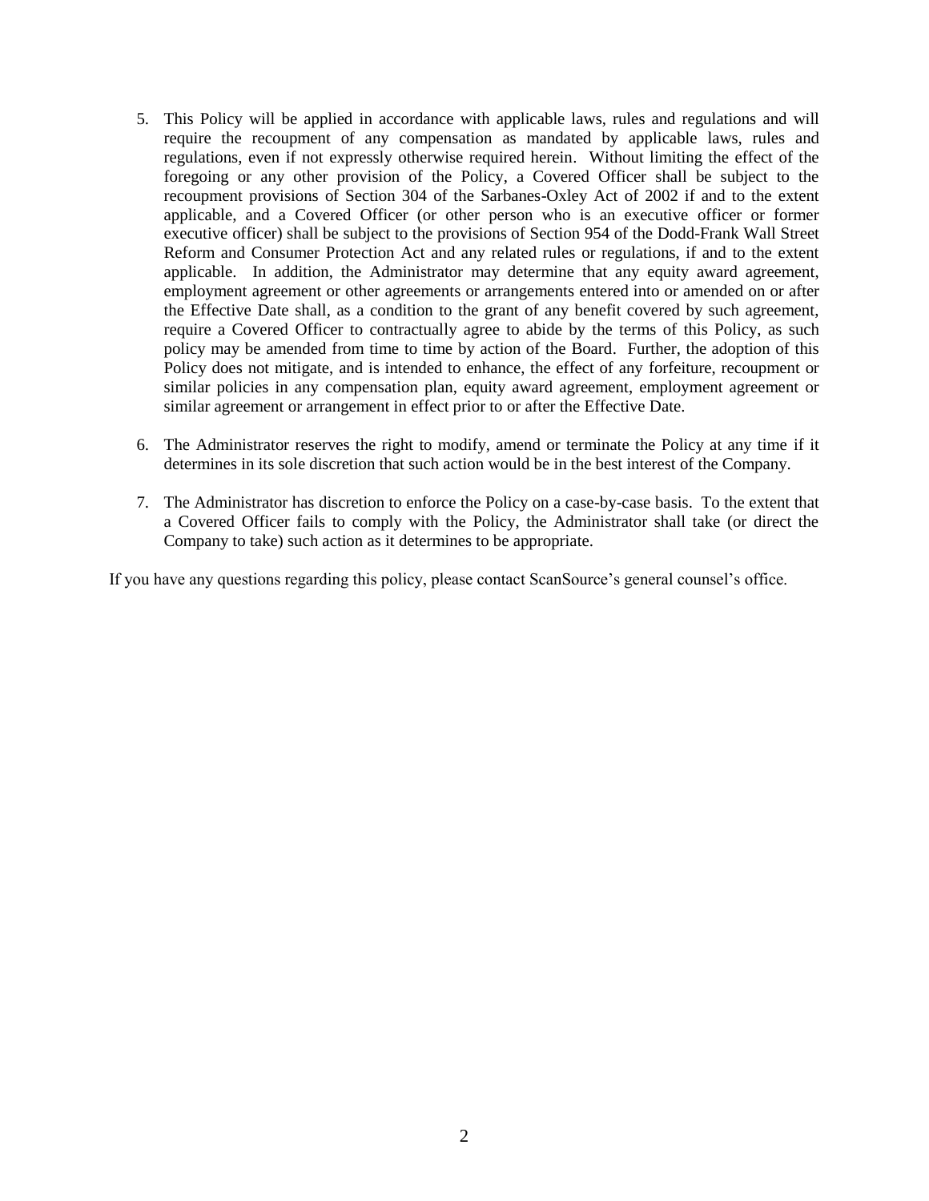5. This Policy will be applied in accordance with applicable laws, rules and regulations and will require the recoupment of any compensation as mandated by applicable laws, rules and regulations, even if not expressly otherwise required herein. Without limiting the effect of the foregoing or any other provision of the Policy, a Covered Officer shall be subject to the recoupment provisions of Section 304 of the Sarbanes-Oxley Act of 2002 if and to the extent applicable, and a Covered Officer (or other person who is an executive officer or former executive officer) shall be subject to the provisions of Section 954 of the Dodd-Frank Wall Street Reform and Consumer Protection Act and any related rules or regulations, if and to the extent applicable. In addition, the Administrator may determine that any equity award agreement, employment agreement or other agreements or arrangements entered into or amended on or after the Effective Date shall, as a condition to the grant of any benefit covered by such agreement, require a Covered Officer to contractually agree to abide by the terms of this Policy, as such policy may be amended from time to time by action of the Board. Further, the adoption of this Policy does not mitigate, and is intended to enhance, the effect of any forfeiture, recoupment or similar policies in any compensation plan, equity award agreement, employment agreement or similar agreement or arrangement in effect prior to or after the Effective Date.

6. The Administrator reserves the right to modify, amend or terminate the Policy at any time if it determines in its sole discretion that such action would be in the best interest of the Company.

7. The Administrator has discretion to enforce the Policy on a case-by-case basis. To the extent that a Covered Officer fails to comply with the Policy, the Administrator shall take (or direct the Company to take) such action as it determines to be appropriate.

If you have any questions regarding this policy, please contact ScanSource's general counsel's office.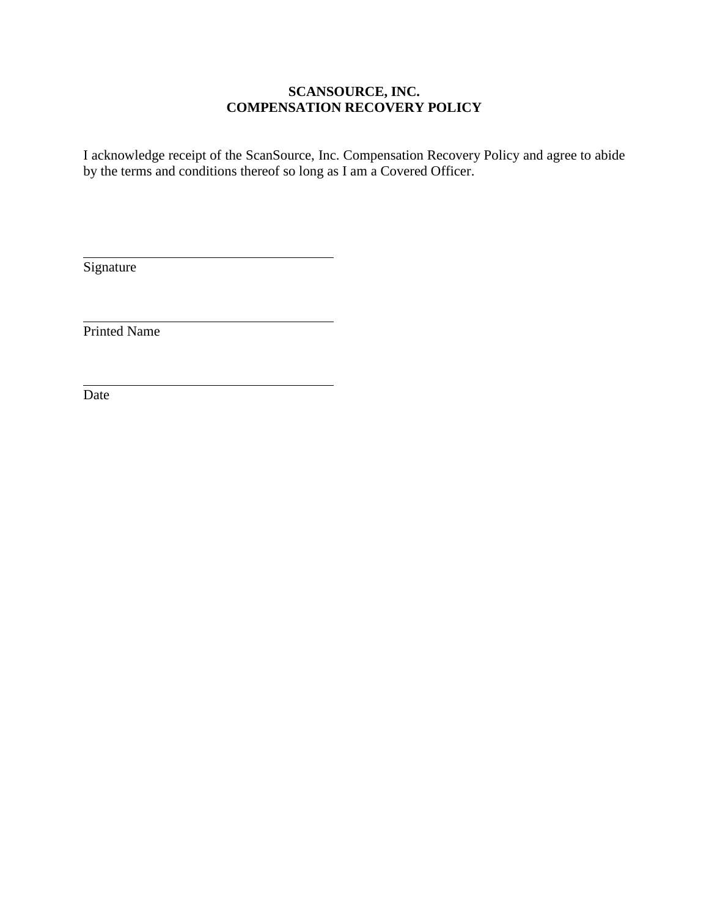**SCANSOURCE, INC.**
**COMPENSATION RECOVERY POLICY**

I acknowledge receipt of the ScanSource, Inc. Compensation Recovery Policy and agree to abide by the terms and conditions thereof so long as I am a Covered Officer.

\_\_\_\_\_\_\_\_\_\_\_\_\_\_\_\_\_\_\_\_\_\_\_\_\_\_\_\_\_\_\_\_\_\_\_\_\_\_
Signature

\_\_\_\_\_\_\_\_\_\_\_\_\_\_\_\_\_\_\_\_\_\_\_\_\_\_\_\_\_\_\_\_\_\_\_\_\_\_
Printed Name

\_\_\_\_\_\_\_\_\_\_\_\_\_\_\_\_\_\_\_\_\_\_\_\_\_\_\_\_\_\_\_\_\_\_\_\_\_\_
Date